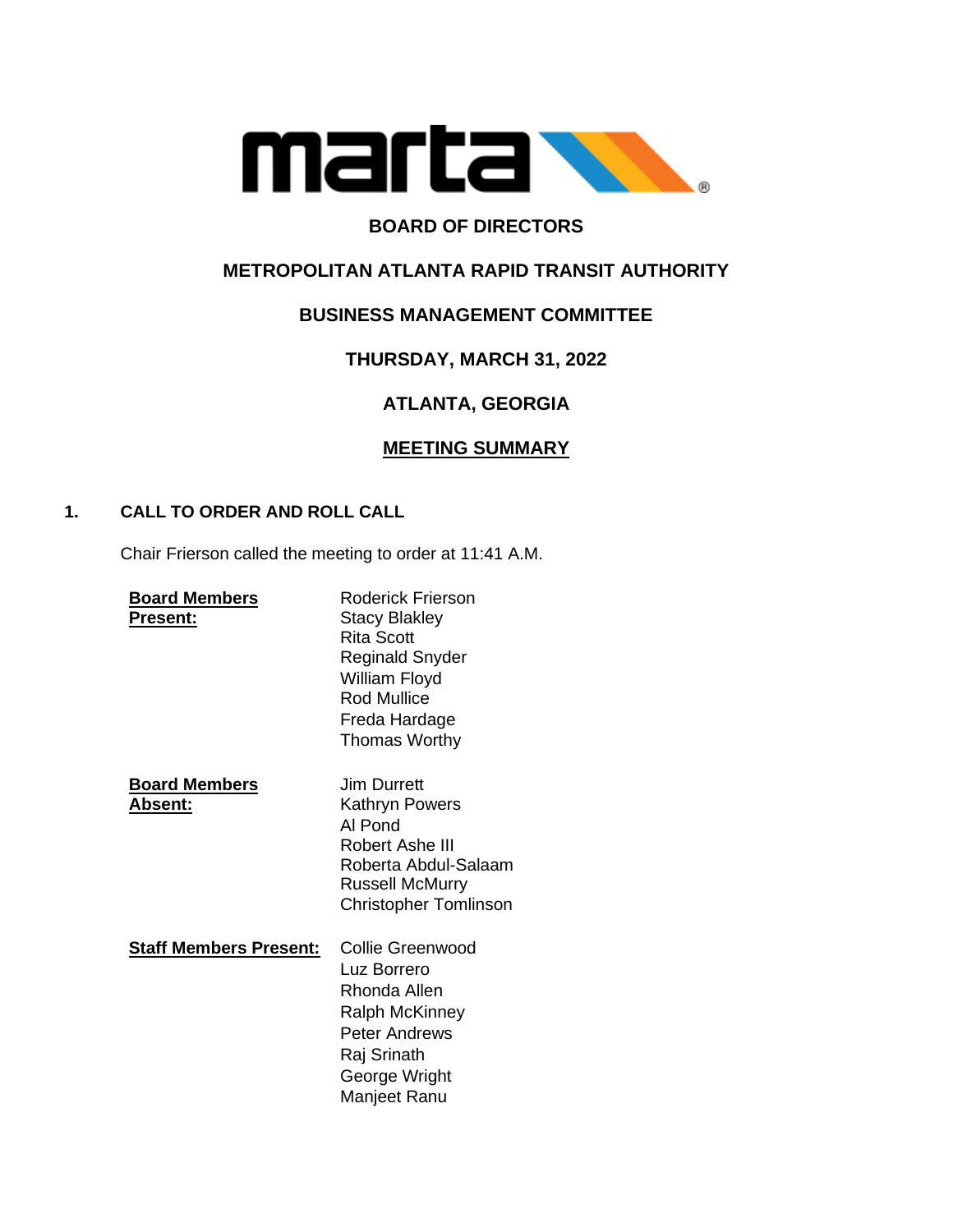marta

# BOARD OF DIRECTORS

# METROPOLITAN ATLANTA RAPID TRANSIT AUTHORITY

## BUSINESS MANAGEMENT COMMITTEE

## THURSDAY, MARCH 31, 2022

## ATLANTA, GEORGIA

## MEETING SUMMARY

### 1. CALL TO ORDER AND ROLL CALL

Chair Frierson called the meeting to order at 11:41 A.M.

**Board Members Present:**
Roderick Frierson
Stacy Blakley
Rita Scott
Reginald Snyder
William Floyd
Rod Mullice
Freda Hardage
Thomas Worthy

**Board Members Absent:**
Jim Durrett
Kathryn Powers
Al Pond
Robert Ashe III
Roberta Abdul-Salaam
Russell McMurry
Christopher Tomlinson

**Staff Members Present:**
Collie Greenwood
Luz Borrero
Rhonda Allen
Ralph McKinney
Peter Andrews
Raj Srinath
George Wright
Manjeet Ranu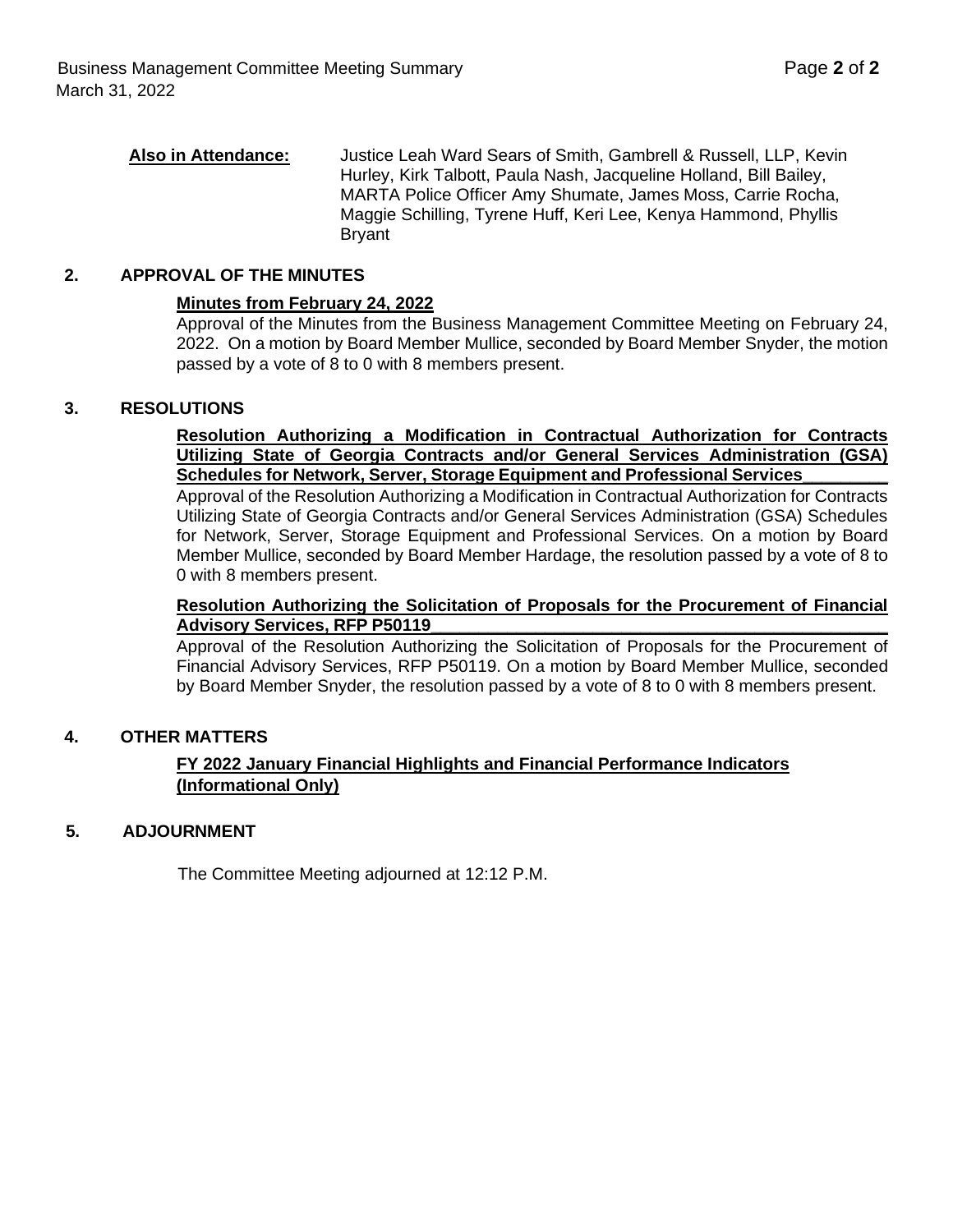**Also in Attendance:** Justice Leah Ward Sears of Smith, Gambrell & Russell, LLP, Kevin Hurley, Kirk Talbott, Paula Nash, Jacqueline Holland, Bill Bailey, MARTA Police Officer Amy Shumate, James Moss, Carrie Rocha, Maggie Schilling, Tyrene Huff, Keri Lee, Kenya Hammond, Phyllis Bryant

## 2. APPROVAL OF THE MINUTES

**Minutes from February 24, 2022**

Approval of the Minutes from the Business Management Committee Meeting on February 24, 2022. On a motion by Board Member Mullice, seconded by Board Member Snyder, the motion passed by a vote of 8 to 0 with 8 members present.

## 3. RESOLUTIONS

**Resolution Authorizing a Modification in Contractual Authorization for Contracts Utilizing State of Georgia Contracts and/or General Services Administration (GSA) Schedules for Network, Server, Storage Equipment and Professional Services**

Approval of the Resolution Authorizing a Modification in Contractual Authorization for Contracts Utilizing State of Georgia Contracts and/or General Services Administration (GSA) Schedules for Network, Server, Storage Equipment and Professional Services. On a motion by Board Member Mullice, seconded by Board Member Hardage, the resolution passed by a vote of 8 to 0 with 8 members present.

**Resolution Authorizing the Solicitation of Proposals for the Procurement of Financial Advisory Services, RFP P50119**

Approval of the Resolution Authorizing the Solicitation of Proposals for the Procurement of Financial Advisory Services, RFP P50119. On a motion by Board Member Mullice, seconded by Board Member Snyder, the resolution passed by a vote of 8 to 0 with 8 members present.

## 4. OTHER MATTERS

**FY 2022 January Financial Highlights and Financial Performance Indicators (Informational Only)**

## 5. ADJOURNMENT

The Committee Meeting adjourned at 12:12 P.M.